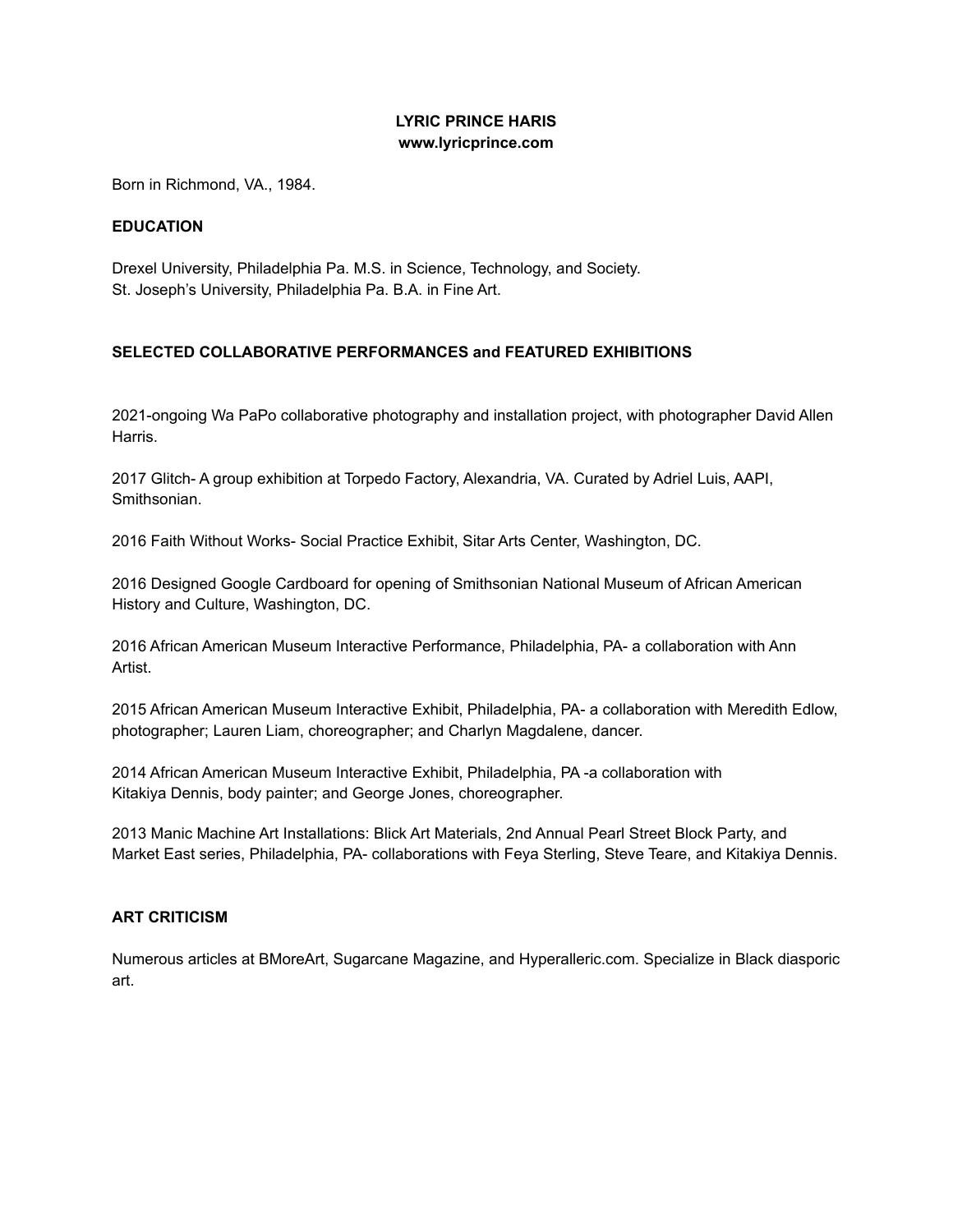# LYRIC PRINCE HARIS

**www.lyricprince.com**

Born in Richmond, VA., 1984.

## EDUCATION

Drexel University, Philadelphia Pa. M.S. in Science, Technology, and Society.
St. Joseph's University, Philadelphia Pa. B.A. in Fine Art.

## SELECTED COLLABORATIVE PERFORMANCES and FEATURED EXHIBITIONS

2021-ongoing Wa PaPo collaborative photography and installation project, with photographer David Allen Harris.

2017 Glitch- A group exhibition at Torpedo Factory, Alexandria, VA. Curated by Adriel Luis, AAPI, Smithsonian.

2016 Faith Without Works- Social Practice Exhibit, Sitar Arts Center, Washington, DC.

2016 Designed Google Cardboard for opening of Smithsonian National Museum of African American History and Culture, Washington, DC.

2016 African American Museum Interactive Performance, Philadelphia, PA- a collaboration with Ann Artist.

2015 African American Museum Interactive Exhibit, Philadelphia, PA- a collaboration with Meredith Edlow, photographer; Lauren Liam, choreographer; and Charlyn Magdalene, dancer.

2014 African American Museum Interactive Exhibit, Philadelphia, PA -a collaboration with Kitakiya Dennis, body painter; and George Jones, choreographer.

2013 Manic Machine Art Installations: Blick Art Materials, 2nd Annual Pearl Street Block Party, and Market East series, Philadelphia, PA- collaborations with Feya Sterling, Steve Teare, and Kitakiya Dennis.

## ART CRITICISM

Numerous articles at BMoreArt, Sugarcane Magazine, and Hyperalleric.com. Specialize in Black diasporic art.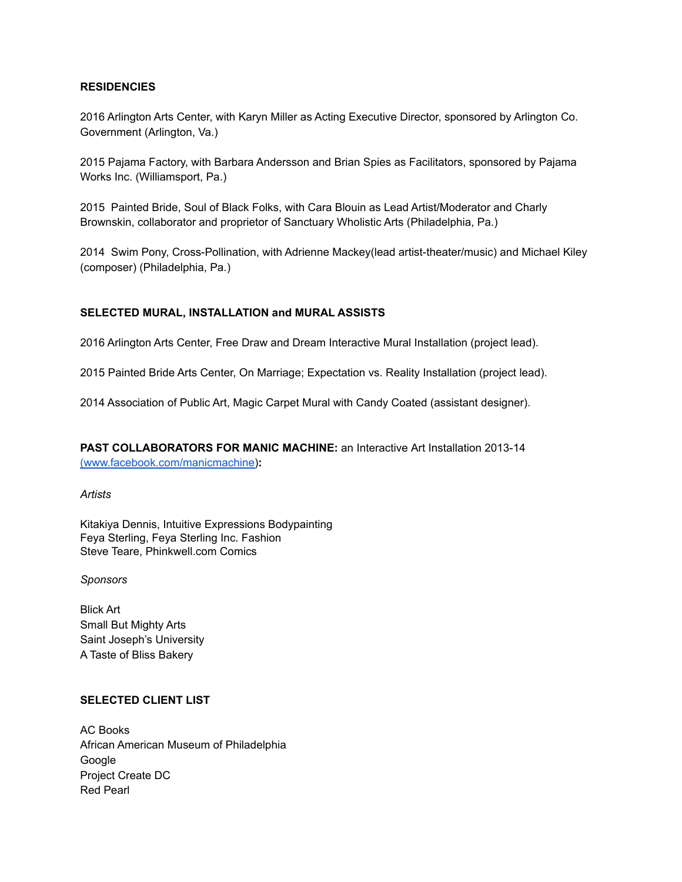**RESIDENCIES**

2016 Arlington Arts Center, with Karyn Miller as Acting Executive Director, sponsored by Arlington Co. Government (Arlington, Va.)

2015 Pajama Factory, with Barbara Andersson and Brian Spies as Facilitators, sponsored by Pajama Works Inc. (Williamsport, Pa.)

2015 Painted Bride, Soul of Black Folks, with Cara Blouin as Lead Artist/Moderator and Charly Brownskin, collaborator and proprietor of Sanctuary Wholistic Arts (Philadelphia, Pa.)

2014 Swim Pony, Cross-Pollination, with Adrienne Mackey(lead artist-theater/music) and Michael Kiley (composer) (Philadelphia, Pa.)

**SELECTED MURAL, INSTALLATION and MURAL ASSISTS**

2016 Arlington Arts Center, Free Draw and Dream Interactive Mural Installation (project lead).

2015 Painted Bride Arts Center, On Marriage; Expectation vs. Reality Installation (project lead).

2014 Association of Public Art, Magic Carpet Mural with Candy Coated (assistant designer).

**PAST COLLABORATORS FOR MANIC MACHINE:** an Interactive Art Installation 2013-14 [(www.facebook.com/manicmachine)](http://www.facebook.com/manicmachine)**:**

*Artists*

Kitakiya Dennis, Intuitive Expressions Bodypainting
Feya Sterling, Feya Sterling Inc. Fashion
Steve Teare, Phinkwell.com Comics

*Sponsors*

Blick Art
Small But Mighty Arts
Saint Joseph's University
A Taste of Bliss Bakery

**SELECTED CLIENT LIST**

AC Books
African American Museum of Philadelphia
Google
Project Create DC
Red Pearl